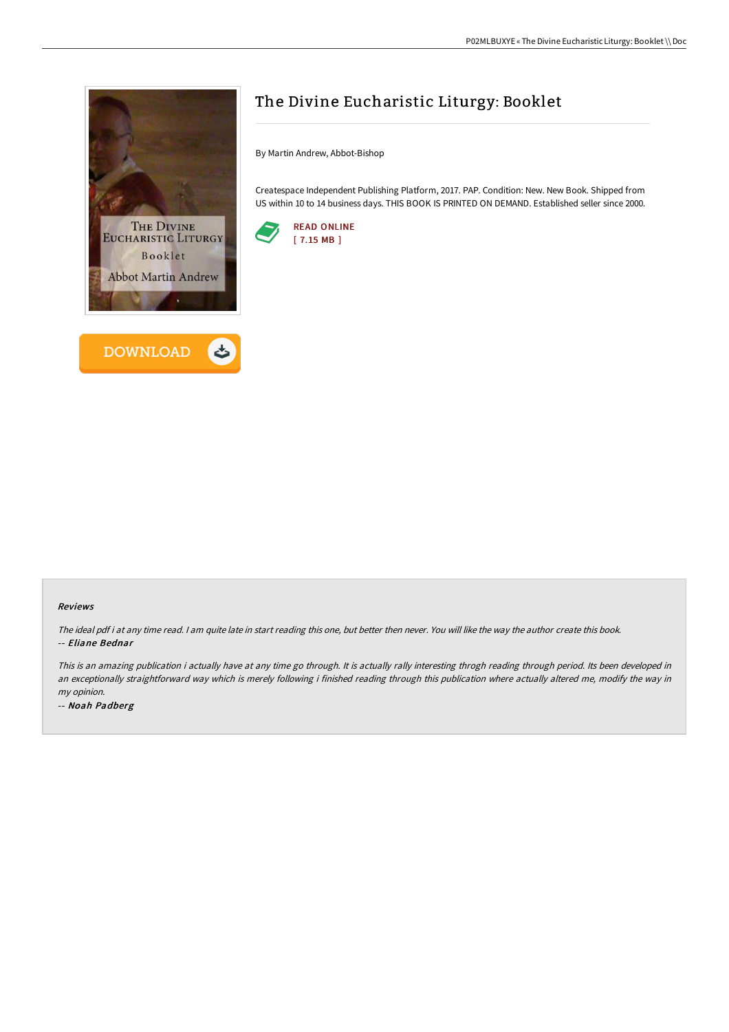# The Divine Eucharistic Liturgy: Booklet

By Martin Andrew, Abbot-Bishop

Createspace Independent Publishing Platform, 2017. PAP. Condition: New. New Book. Shipped from US within 10 to 14 business days. THIS BOOK IS PRINTED ON DEMAND. Established seller since 2000.

READ ONLINE
[ 7.15 MB ]

DOWNLOAD

### Reviews

*The ideal pdf i at any time read. I am quite late in start reading this one, but better then never. You will like the way the author create this book.*
-- ***Eliane Bednar***

*This is an amazing publication i actually have at any time go through. It is actually rally interesting throgh reading through period. Its been developed in an exceptionally straightforward way which is merely following i finished reading through this publication where actually altered me, modify the way in my opinion.*
-- ***Noah Padberg***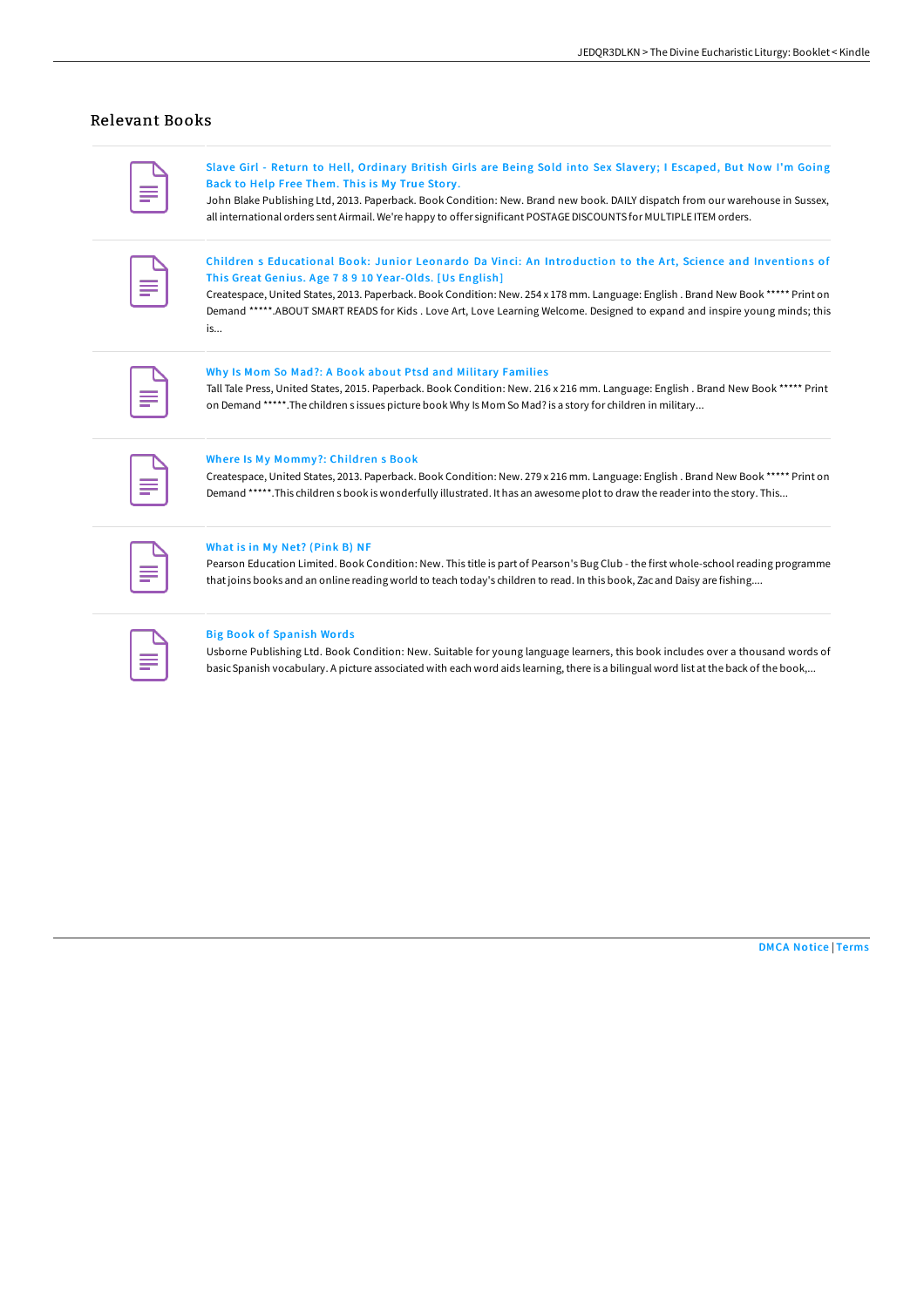## Relevant Books

**Slave Girl - Return to Hell, Ordinary British Girls are Being Sold into Sex Slavery; I Escaped, But Now I'm Going Back to Help Free Them. This is My True Story.**

John Blake Publishing Ltd, 2013. Paperback. Book Condition: New. Brand new book. DAILY dispatch from our warehouse in Sussex, all international orders sent Airmail. We're happy to offer significant POSTAGE DISCOUNTS for MULTIPLE ITEM orders.

**Children s Educational Book: Junior Leonardo Da Vinci: An Introduction to the Art, Science and Inventions of This Great Genius. Age 7 8 9 10 Year-Olds. [Us English]**

Createspace, United States, 2013. Paperback. Book Condition: New. 254 x 178 mm. Language: English . Brand New Book ***** Print on Demand *****.ABOUT SMART READS for Kids . Love Art, Love Learning Welcome. Designed to expand and inspire young minds; this is...

**Why Is Mom So Mad?: A Book about Ptsd and Military Families**

Tall Tale Press, United States, 2015. Paperback. Book Condition: New. 216 x 216 mm. Language: English . Brand New Book ***** Print on Demand *****.The children s issues picture book Why Is Mom So Mad? is a story for children in military...

**Where Is My Mommy?: Children s Book**

Createspace, United States, 2013. Paperback. Book Condition: New. 279 x 216 mm. Language: English . Brand New Book ***** Print on Demand *****.This children s book is wonderfully illustrated. It has an awesome plot to draw the reader into the story. This...

**What is in My Net? (Pink B) NF**

Pearson Education Limited. Book Condition: New. This title is part of Pearson's Bug Club - the first whole-school reading programme that joins books and an online reading world to teach today's children to read. In this book, Zac and Daisy are fishing....

**Big Book of Spanish Words**

Usborne Publishing Ltd. Book Condition: New. Suitable for young language learners, this book includes over a thousand words of basic Spanish vocabulary. A picture associated with each word aids learning, there is a bilingual word list at the back of the book,...